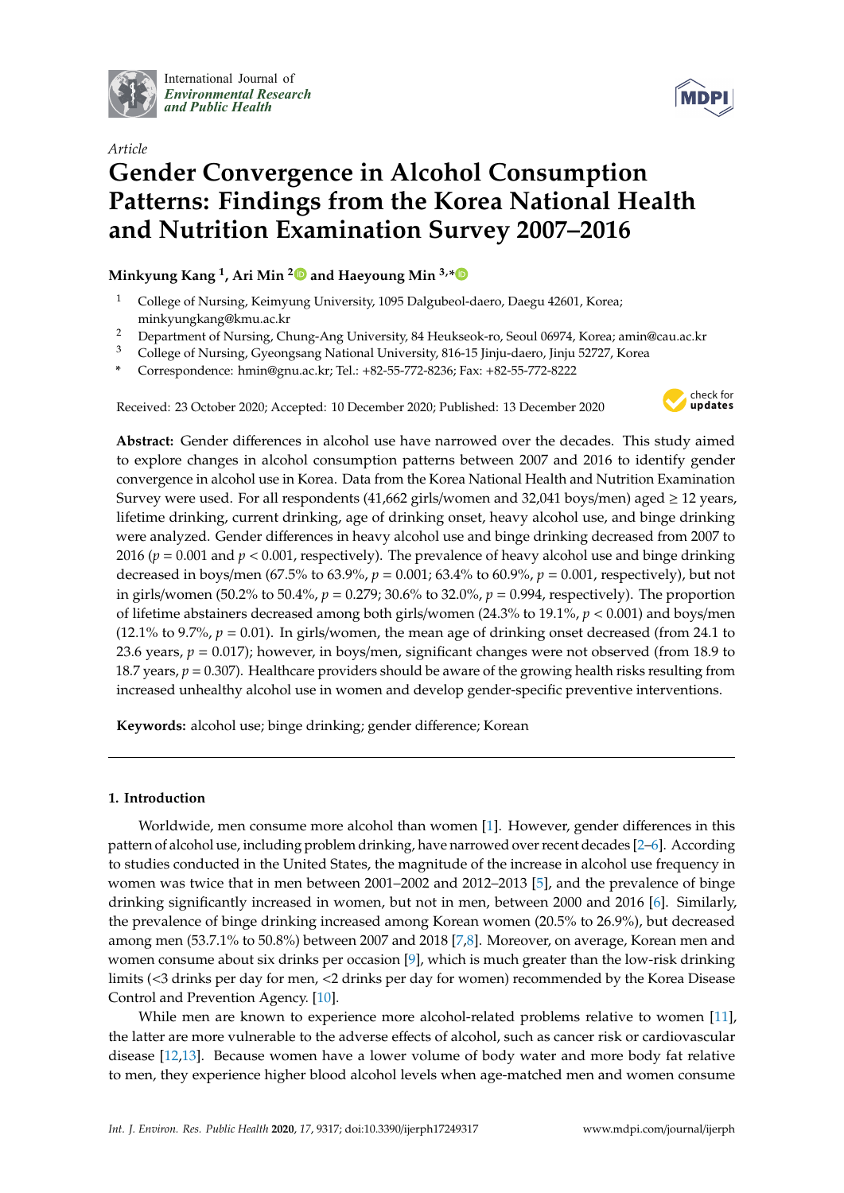International Journal of *Environmental Research and Public Health*

*Article*

# Gender Convergence in Alcohol Consumption Patterns: Findings from the Korea National Health and Nutrition Examination Survey 2007–2016

**Minkyung Kang [1], Ari Min [2] and Haeyoung Min [3,*]**

[1] College of Nursing, Keimyung University, 1095 Dalgubeol-daero, Daegu 42601, Korea; minkyungkang@kmu.ac.kr

[2] Department of Nursing, Chung-Ang University, 84 Heukseok-ro, Seoul 06974, Korea; amin@cau.ac.kr

[3] College of Nursing, Gyeongsang National University, 816-15 Jinju-daero, Jinju 52727, Korea

\* Correspondence: hmin@gnu.ac.kr; Tel.: +82-55-772-8236; Fax: +82-55-772-8222

Received: 23 October 2020; Accepted: 10 December 2020; Published: 13 December 2020

**Abstract:** Gender differences in alcohol use have narrowed over the decades. This study aimed to explore changes in alcohol consumption patterns between 2007 and 2016 to identify gender convergence in alcohol use in Korea. Data from the Korea National Health and Nutrition Examination Survey were used. For all respondents (41,662 girls/women and 32,041 boys/men) aged ≥ 12 years, lifetime drinking, current drinking, age of drinking onset, heavy alcohol use, and binge drinking were analyzed. Gender differences in heavy alcohol use and binge drinking decreased from 2007 to 2016 ($p = 0.001$ and $p < 0.001$, respectively). The prevalence of heavy alcohol use and binge drinking decreased in boys/men (67.5% to 63.9%, $p = 0.001$; 63.4% to 60.9%, $p = 0.001$, respectively), but not in girls/women (50.2% to 50.4%, $p = 0.279$; 30.6% to 32.0%, $p = 0.994$, respectively). The proportion of lifetime abstainers decreased among both girls/women (24.3% to 19.1%, $p < 0.001$) and boys/men (12.1% to 9.7%, $p = 0.01$). In girls/women, the mean age of drinking onset decreased (from 24.1 to 23.6 years, $p = 0.017$); however, in boys/men, significant changes were not observed (from 18.9 to 18.7 years, $p = 0.307$). Healthcare providers should be aware of the growing health risks resulting from increased unhealthy alcohol use in women and develop gender-specific preventive interventions.

**Keywords:** alcohol use; binge drinking; gender difference; Korean

## 1. Introduction

Worldwide, men consume more alcohol than women [1]. However, gender differences in this pattern of alcohol use, including problem drinking, have narrowed over recent decades [2–6]. According to studies conducted in the United States, the magnitude of the increase in alcohol use frequency in women was twice that in men between 2001–2002 and 2012–2013 [5], and the prevalence of binge drinking significantly increased in women, but not in men, between 2000 and 2016 [6]. Similarly, the prevalence of binge drinking increased among Korean women (20.5% to 26.9%), but decreased among men (53.7.1% to 50.8%) between 2007 and 2018 [7,8]. Moreover, on average, Korean men and women consume about six drinks per occasion [9], which is much greater than the low-risk drinking limits (<3 drinks per day for men, <2 drinks per day for women) recommended by the Korea Disease Control and Prevention Agency. [10].

While men are known to experience more alcohol-related problems relative to women [11], the latter are more vulnerable to the adverse effects of alcohol, such as cancer risk or cardiovascular disease [12,13]. Because women have a lower volume of body water and more body fat relative to men, they experience higher blood alcohol levels when age-matched men and women consume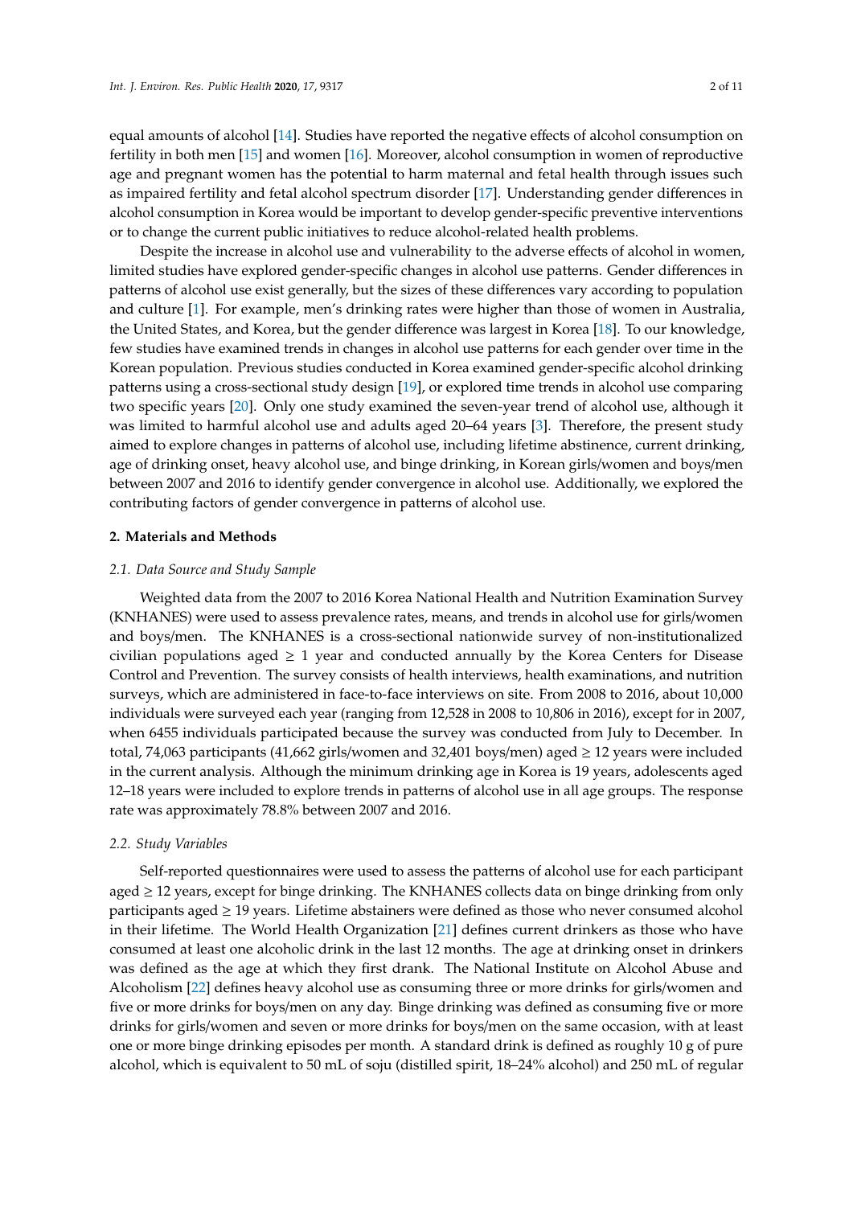equal amounts of alcohol [14]. Studies have reported the negative effects of alcohol consumption on fertility in both men [15] and women [16]. Moreover, alcohol consumption in women of reproductive age and pregnant women has the potential to harm maternal and fetal health through issues such as impaired fertility and fetal alcohol spectrum disorder [17]. Understanding gender differences in alcohol consumption in Korea would be important to develop gender-specific preventive interventions or to change the current public initiatives to reduce alcohol-related health problems.

Despite the increase in alcohol use and vulnerability to the adverse effects of alcohol in women, limited studies have explored gender-specific changes in alcohol use patterns. Gender differences in patterns of alcohol use exist generally, but the sizes of these differences vary according to population and culture [1]. For example, men's drinking rates were higher than those of women in Australia, the United States, and Korea, but the gender difference was largest in Korea [18]. To our knowledge, few studies have examined trends in changes in alcohol use patterns for each gender over time in the Korean population. Previous studies conducted in Korea examined gender-specific alcohol drinking patterns using a cross-sectional study design [19], or explored time trends in alcohol use comparing two specific years [20]. Only one study examined the seven-year trend of alcohol use, although it was limited to harmful alcohol use and adults aged 20–64 years [3]. Therefore, the present study aimed to explore changes in patterns of alcohol use, including lifetime abstinence, current drinking, age of drinking onset, heavy alcohol use, and binge drinking, in Korean girls/women and boys/men between 2007 and 2016 to identify gender convergence in alcohol use. Additionally, we explored the contributing factors of gender convergence in patterns of alcohol use.

## 2. Materials and Methods

### 2.1. Data Source and Study Sample

Weighted data from the 2007 to 2016 Korea National Health and Nutrition Examination Survey (KNHANES) were used to assess prevalence rates, means, and trends in alcohol use for girls/women and boys/men. The KNHANES is a cross-sectional nationwide survey of non-institutionalized civilian populations aged $\geq$ 1 year and conducted annually by the Korea Centers for Disease Control and Prevention. The survey consists of health interviews, health examinations, and nutrition surveys, which are administered in face-to-face interviews on site. From 2008 to 2016, about 10,000 individuals were surveyed each year (ranging from 12,528 in 2008 to 10,806 in 2016), except for in 2007, when 6455 individuals participated because the survey was conducted from July to December. In total, 74,063 participants (41,662 girls/women and 32,401 boys/men) aged $\geq$ 12 years were included in the current analysis. Although the minimum drinking age in Korea is 19 years, adolescents aged 12–18 years were included to explore trends in patterns of alcohol use in all age groups. The response rate was approximately 78.8% between 2007 and 2016.

### 2.2. Study Variables

Self-reported questionnaires were used to assess the patterns of alcohol use for each participant aged $\geq$ 12 years, except for binge drinking. The KNHANES collects data on binge drinking from only participants aged $\geq$ 19 years. Lifetime abstainers were defined as those who never consumed alcohol in their lifetime. The World Health Organization [21] defines current drinkers as those who have consumed at least one alcoholic drink in the last 12 months. The age at drinking onset in drinkers was defined as the age at which they first drank. The National Institute on Alcohol Abuse and Alcoholism [22] defines heavy alcohol use as consuming three or more drinks for girls/women and five or more drinks for boys/men on any day. Binge drinking was defined as consuming five or more drinks for girls/women and seven or more drinks for boys/men on the same occasion, with at least one or more binge drinking episodes per month. A standard drink is defined as roughly 10 g of pure alcohol, which is equivalent to 50 mL of soju (distilled spirit, 18–24% alcohol) and 250 mL of regular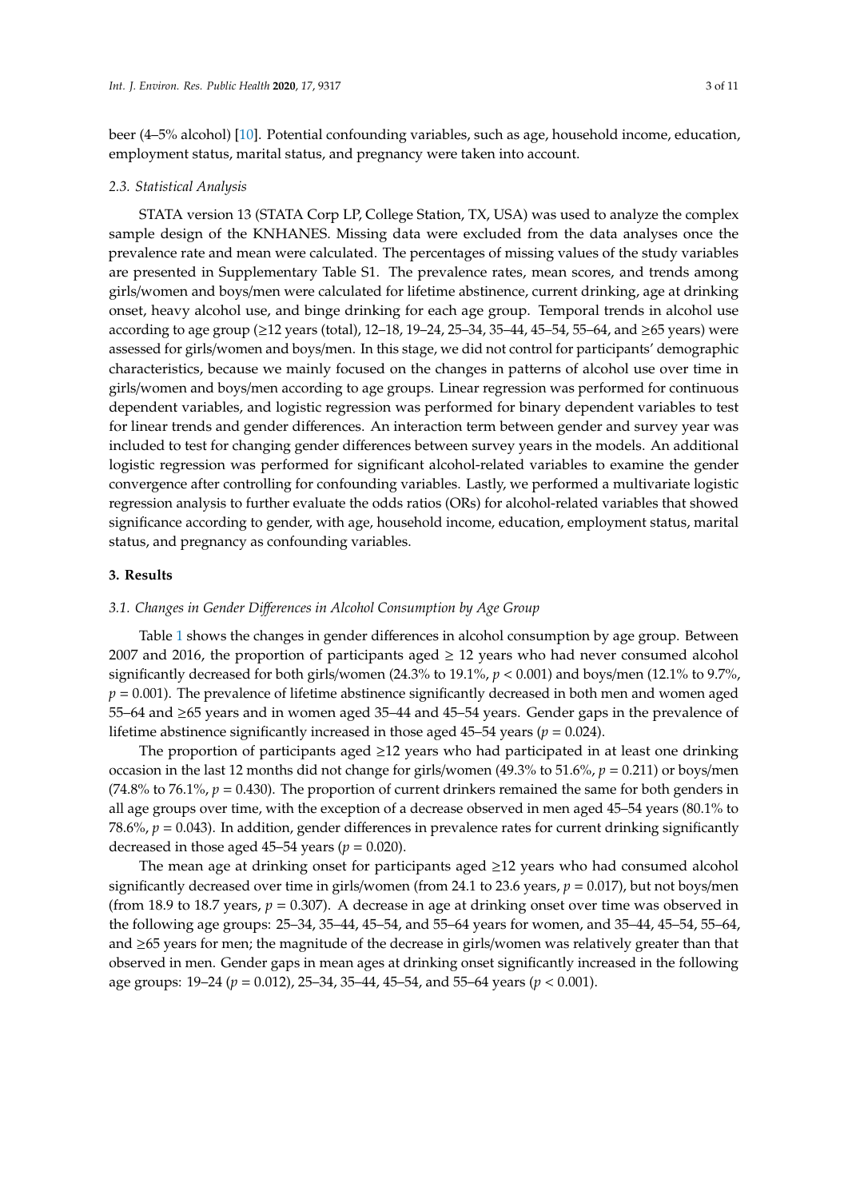beer (4–5% alcohol) [10]. Potential confounding variables, such as age, household income, education, employment status, marital status, and pregnancy were taken into account.

### 2.3. Statistical Analysis

STATA version 13 (STATA Corp LP, College Station, TX, USA) was used to analyze the complex sample design of the KNHANES. Missing data were excluded from the data analyses once the prevalence rate and mean were calculated. The percentages of missing values of the study variables are presented in Supplementary Table S1. The prevalence rates, mean scores, and trends among girls/women and boys/men were calculated for lifetime abstinence, current drinking, age at drinking onset, heavy alcohol use, and binge drinking for each age group. Temporal trends in alcohol use according to age group (≥12 years (total), 12–18, 19–24, 25–34, 35–44, 45–54, 55–64, and ≥65 years) were assessed for girls/women and boys/men. In this stage, we did not control for participants' demographic characteristics, because we mainly focused on the changes in patterns of alcohol use over time in girls/women and boys/men according to age groups. Linear regression was performed for continuous dependent variables, and logistic regression was performed for binary dependent variables to test for linear trends and gender differences. An interaction term between gender and survey year was included to test for changing gender differences between survey years in the models. An additional logistic regression was performed for significant alcohol-related variables to examine the gender convergence after controlling for confounding variables. Lastly, we performed a multivariate logistic regression analysis to further evaluate the odds ratios (ORs) for alcohol-related variables that showed significance according to gender, with age, household income, education, employment status, marital status, and pregnancy as confounding variables.

## 3. Results

### 3.1. Changes in Gender Differences in Alcohol Consumption by Age Group

Table 1 shows the changes in gender differences in alcohol consumption by age group. Between 2007 and 2016, the proportion of participants aged ≥ 12 years who had never consumed alcohol significantly decreased for both girls/women (24.3% to 19.1%, $p < 0.001$) and boys/men (12.1% to 9.7%, $p = 0.001$). The prevalence of lifetime abstinence significantly decreased in both men and women aged 55–64 and ≥65 years and in women aged 35–44 and 45–54 years. Gender gaps in the prevalence of lifetime abstinence significantly increased in those aged 45–54 years ($p = 0.024$).

The proportion of participants aged ≥12 years who had participated in at least one drinking occasion in the last 12 months did not change for girls/women (49.3% to 51.6%, $p = 0.211$) or boys/men (74.8% to 76.1%, $p = 0.430$). The proportion of current drinkers remained the same for both genders in all age groups over time, with the exception of a decrease observed in men aged 45–54 years (80.1% to 78.6%, $p = 0.043$). In addition, gender differences in prevalence rates for current drinking significantly decreased in those aged 45–54 years ($p = 0.020$).

The mean age at drinking onset for participants aged ≥12 years who had consumed alcohol significantly decreased over time in girls/women (from 24.1 to 23.6 years, $p = 0.017$), but not boys/men (from 18.9 to 18.7 years, $p = 0.307$). A decrease in age at drinking onset over time was observed in the following age groups: 25–34, 35–44, 45–54, and 55–64 years for women, and 35–44, 45–54, 55–64, and ≥65 years for men; the magnitude of the decrease in girls/women was relatively greater than that observed in men. Gender gaps in mean ages at drinking onset significantly increased in the following age groups: 19–24 ($p = 0.012$), 25–34, 35–44, 45–54, and 55–64 years ($p < 0.001$).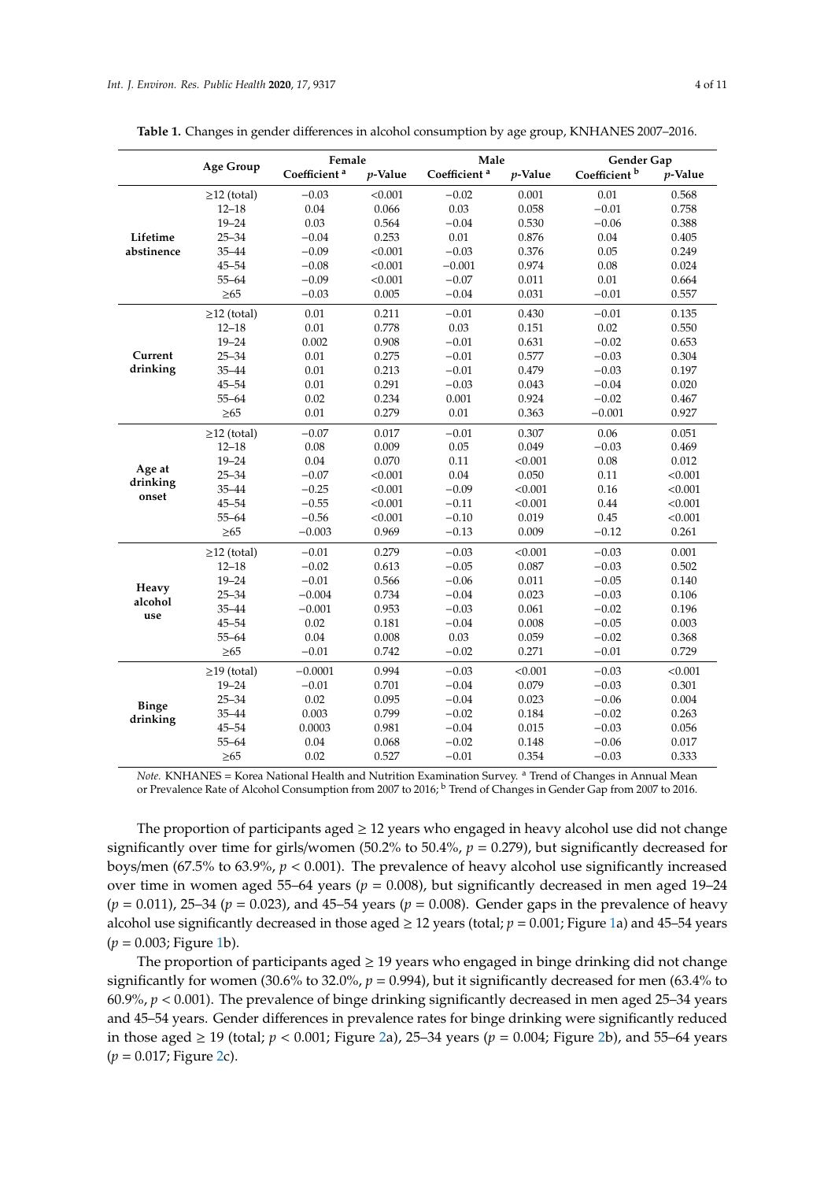**Table 1.** Changes in gender differences in alcohol consumption by age group, KNHANES 2007–2016.

| | Age Group | Female | | Male | | Gender Gap | |
|---|---|---|---|---|---|---|---|
| | | Coefficient [a] | p-Value | Coefficient [a] | p-Value | Coefficient [b] | p-Value |
| **Lifetime abstinence** | ≥12 (total) | −0.03 | <0.001 | −0.02 | 0.001 | 0.01 | 0.568 |
| | 12–18 | 0.04 | 0.066 | 0.03 | 0.058 | −0.01 | 0.758 |
| | 19–24 | 0.03 | 0.564 | −0.04 | 0.530 | −0.06 | 0.388 |
| | 25–34 | −0.04 | 0.253 | 0.01 | 0.876 | 0.04 | 0.405 |
| | 35–44 | −0.09 | <0.001 | −0.03 | 0.376 | 0.05 | 0.249 |
| | 45–54 | −0.08 | <0.001 | −0.001 | 0.974 | 0.08 | 0.024 |
| | 55–64 | −0.09 | <0.001 | −0.07 | 0.011 | 0.01 | 0.664 |
| | ≥65 | −0.03 | 0.005 | −0.04 | 0.031 | −0.01 | 0.557 |
| **Current drinking** | ≥12 (total) | 0.01 | 0.211 | −0.01 | 0.430 | −0.01 | 0.135 |
| | 12–18 | 0.01 | 0.778 | 0.03 | 0.151 | 0.02 | 0.550 |
| | 19–24 | 0.002 | 0.908 | −0.01 | 0.631 | −0.02 | 0.653 |
| | 25–34 | 0.01 | 0.275 | −0.01 | 0.577 | −0.03 | 0.304 |
| | 35–44 | 0.01 | 0.213 | −0.01 | 0.479 | −0.03 | 0.197 |
| | 45–54 | 0.01 | 0.291 | −0.03 | 0.043 | −0.04 | 0.020 |
| | 55–64 | 0.02 | 0.234 | 0.001 | 0.924 | −0.02 | 0.467 |
| | ≥65 | 0.01 | 0.279 | 0.01 | 0.363 | −0.001 | 0.927 |
| **Age at drinking onset** | ≥12 (total) | −0.07 | 0.017 | −0.01 | 0.307 | 0.06 | 0.051 |
| | 12–18 | 0.08 | 0.009 | 0.05 | 0.049 | −0.03 | 0.469 |
| | 19–24 | 0.04 | 0.070 | 0.11 | <0.001 | 0.08 | 0.012 |
| | 25–34 | −0.07 | <0.001 | 0.04 | 0.050 | 0.11 | <0.001 |
| | 35–44 | −0.25 | <0.001 | −0.09 | <0.001 | 0.16 | <0.001 |
| | 45–54 | −0.55 | <0.001 | −0.11 | <0.001 | 0.44 | <0.001 |
| | 55–64 | −0.56 | <0.001 | −0.10 | 0.019 | 0.45 | <0.001 |
| | ≥65 | −0.003 | 0.969 | −0.13 | 0.009 | −0.12 | 0.261 |
| **Heavy alcohol use** | ≥12 (total) | −0.01 | 0.279 | −0.03 | <0.001 | −0.03 | 0.001 |
| | 12–18 | −0.02 | 0.613 | −0.05 | 0.087 | −0.03 | 0.502 |
| | 19–24 | −0.01 | 0.566 | −0.06 | 0.011 | −0.05 | 0.140 |
| | 25–34 | −0.004 | 0.734 | −0.04 | 0.023 | −0.03 | 0.106 |
| | 35–44 | −0.001 | 0.953 | −0.03 | 0.061 | −0.02 | 0.196 |
| | 45–54 | 0.02 | 0.181 | −0.04 | 0.008 | −0.05 | 0.003 |
| | 55–64 | 0.04 | 0.008 | 0.03 | 0.059 | −0.02 | 0.368 |
| | ≥65 | −0.01 | 0.742 | −0.02 | 0.271 | −0.01 | 0.729 |
| **Binge drinking** | ≥19 (total) | −0.0001 | 0.994 | −0.03 | <0.001 | −0.03 | <0.001 |
| | 19–24 | −0.01 | 0.701 | −0.04 | 0.079 | −0.03 | 0.301 |
| | 25–34 | 0.02 | 0.095 | −0.04 | 0.023 | −0.06 | 0.004 |
| | 35–44 | 0.003 | 0.799 | −0.02 | 0.184 | −0.02 | 0.263 |
| | 45–54 | 0.0003 | 0.981 | −0.04 | 0.015 | −0.03 | 0.056 |
| | 55–64 | 0.04 | 0.068 | −0.02 | 0.148 | −0.06 | 0.017 |
| | ≥65 | 0.02 | 0.527 | −0.01 | 0.354 | −0.03 | 0.333 |

*Note.* KNHANES = Korea National Health and Nutrition Examination Survey. [a] Trend of Changes in Annual Mean or Prevalence Rate of Alcohol Consumption from 2007 to 2016; [b] Trend of Changes in Gender Gap from 2007 to 2016.

The proportion of participants aged ≥ 12 years who engaged in heavy alcohol use did not change significantly over time for girls/women (50.2% to 50.4%, $p = 0.279$), but significantly decreased for boys/men (67.5% to 63.9%, $p < 0.001$). The prevalence of heavy alcohol use significantly increased over time in women aged 55–64 years ($p = 0.008$), but significantly decreased in men aged 19–24 ($p = 0.011$), 25–34 ($p = 0.023$), and 45–54 years ($p = 0.008$). Gender gaps in the prevalence of heavy alcohol use significantly decreased in those aged ≥ 12 years (total; $p = 0.001$; Figure 1a) and 45–54 years ($p = 0.003$; Figure 1b).

The proportion of participants aged ≥ 19 years who engaged in binge drinking did not change significantly for women (30.6% to 32.0%, $p = 0.994$), but it significantly decreased for men (63.4% to 60.9%, $p < 0.001$). The prevalence of binge drinking significantly decreased in men aged 25–34 years and 45–54 years. Gender differences in prevalence rates for binge drinking were significantly reduced in those aged ≥ 19 (total; $p < 0.001$; Figure 2a), 25–34 years ($p = 0.004$; Figure 2b), and 55–64 years ($p = 0.017$; Figure 2c).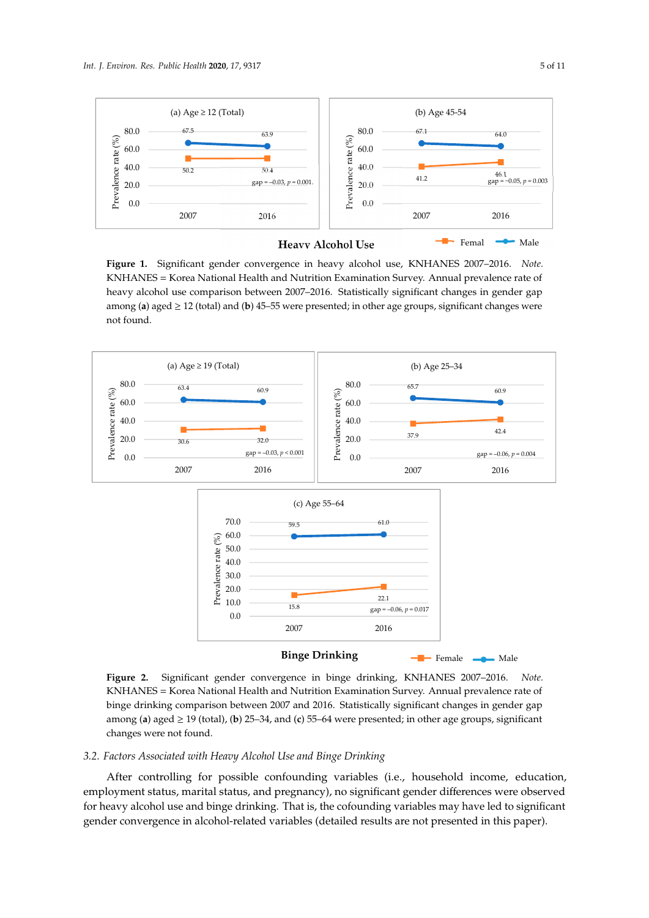**Heavy Alcohol Use**

**Figure 1.** Significant gender convergence in heavy alcohol use, KNHANES 2007–2016. *Note.* KNHANES = Korea National Health and Nutrition Examination Survey. Annual prevalence rate of heavy alcohol use comparison between 2007–2016. Statistically significant changes in gender gap among (**a**) aged ≥ 12 (total) and (**b**) 45–55 were presented; in other age groups, significant changes were not found.

**Binge Drinking**

**Figure 2.** Significant gender convergence in binge drinking, KNHANES 2007–2016. *Note.* KNHANES = Korea National Health and Nutrition Examination Survey. Annual prevalence rate of binge drinking comparison between 2007 and 2016. Statistically significant changes in gender gap among (**a**) aged ≥ 19 (total), (**b**) 25–34, and (**c**) 55–64 were presented; in other age groups, significant changes were not found.

### *3.2. Factors Associated with Heavy Alcohol Use and Binge Drinking*

After controlling for possible confounding variables (i.e., household income, education, employment status, marital status, and pregnancy), no significant gender differences were observed for heavy alcohol use and binge drinking. That is, the cofounding variables may have led to significant gender convergence in alcohol-related variables (detailed results are not presented in this paper).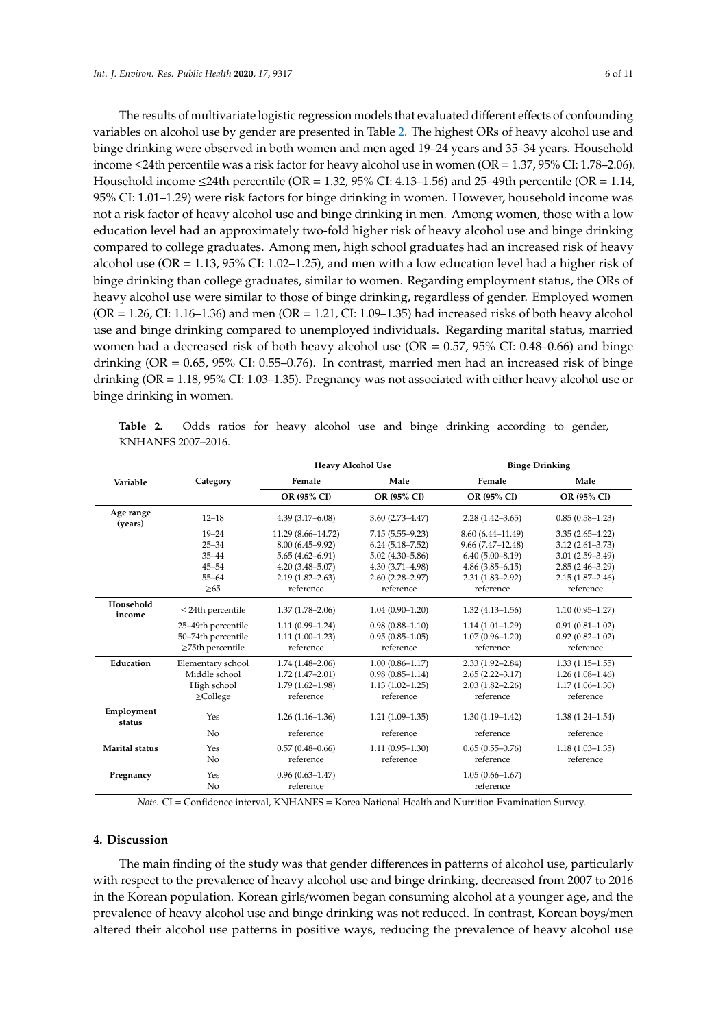The results of multivariate logistic regression models that evaluated different effects of confounding variables on alcohol use by gender are presented in Table 2. The highest ORs of heavy alcohol use and binge drinking were observed in both women and men aged 19–24 years and 35–34 years. Household income ≤24th percentile was a risk factor for heavy alcohol use in women (OR = 1.37, 95% CI: 1.78–2.06). Household income ≤24th percentile (OR = 1.32, 95% CI: 4.13–1.56) and 25–49th percentile (OR = 1.14, 95% CI: 1.01–1.29) were risk factors for binge drinking in women. However, household income was not a risk factor of heavy alcohol use and binge drinking in men. Among women, those with a low education level had an approximately two-fold higher risk of heavy alcohol use and binge drinking compared to college graduates. Among men, high school graduates had an increased risk of heavy alcohol use (OR = 1.13, 95% CI: 1.02–1.25), and men with a low education level had a higher risk of binge drinking than college graduates, similar to women. Regarding employment status, the ORs of heavy alcohol use were similar to those of binge drinking, regardless of gender. Employed women (OR = 1.26, CI: 1.16–1.36) and men (OR = 1.21, CI: 1.09–1.35) had increased risks of both heavy alcohol use and binge drinking compared to unemployed individuals. Regarding marital status, married women had a decreased risk of both heavy alcohol use (OR = 0.57, 95% CI: 0.48–0.66) and binge drinking (OR = 0.65, 95% CI: 0.55–0.76). In contrast, married men had an increased risk of binge drinking (OR = 1.18, 95% CI: 1.03–1.35). Pregnancy was not associated with either heavy alcohol use or binge drinking in women.

**Table 2.** Odds ratios for heavy alcohol use and binge drinking according to gender, KNHANES 2007–2016.

| Variable | Category | Heavy Alcohol Use | | Binge Drinking | |
|---|---|---|---|---|---|
| | | Female | Male | Female | Male |
| | | OR (95% CI) | OR (95% CI) | OR (95% CI) | OR (95% CI) |
| Age range (years) | 12–18 | 4.39 (3.17–6.08) | 3.60 (2.73–4.47) | 2.28 (1.42–3.65) | 0.85 (0.58–1.23) |
| | 19–24 | 11.29 (8.66–14.72) | 7.15 (5.55–9.23) | 8.60 (6.44–11.49) | 3.35 (2.65–4.22) |
| | 25–34 | 8.00 (6.45–9.92) | 6.24 (5.18–7.52) | 9.66 (7.47–12.48) | 3.12 (2.61–3.73) |
| | 35–44 | 5.65 (4.62–6.91) | 5.02 (4.30–5.86) | 6.40 (5.00–8.19) | 3.01 (2.59–3.49) |
| | 45–54 | 4.20 (3.48–5.07) | 4.30 (3.71–4.98) | 4.86 (3.85–6.15) | 2.85 (2.46–3.29) |
| | 55–64 | 2.19 (1.82–2.63) | 2.60 (2.28–2.97) | 2.31 (1.83–2.92) | 2.15 (1.87–2.46) |
| | ≥65 | reference | reference | reference | reference |
| Household income | ≤ 24th percentile | 1.37 (1.78–2.06) | 1.04 (0.90–1.20) | 1.32 (4.13–1.56) | 1.10 (0.95–1.27) |
| | 25–49th percentile | 1.11 (0.99–1.24) | 0.98 (0.88–1.10) | 1.14 (1.01–1.29) | 0.91 (0.81–1.02) |
| | 50–74th percentile | 1.11 (1.00–1.23) | 0.95 (0.85–1.05) | 1.07 (0.96–1.20) | 0.92 (0.82–1.02) |
| | ≥75th percentile | reference | reference | reference | reference |
| Education | Elementary school | 1.74 (1.48–2.06) | 1.00 (0.86–1.17) | 2.33 (1.92–2.84) | 1.33 (1.15–1.55) |
| | Middle school | 1.72 (1.47–2.01) | 0.98 (0.85–1.14) | 2.65 (2.22–3.17) | 1.26 (1.08–1.46) |
| | High school | 1.79 (1.62–1.98) | 1.13 (1.02–1.25) | 2.03 (1.82–2.26) | 1.17 (1.06–1.30) |
| | ≥College | reference | reference | reference | reference |
| Employment status | Yes | 1.26 (1.16–1.36) | 1.21 (1.09–1.35) | 1.30 (1.19–1.42) | 1.38 (1.24–1.54) |
| | No | reference | reference | reference | reference |
| Marital status | Yes | 0.57 (0.48–0.66) | 1.11 (0.95–1.30) | 0.65 (0.55–0.76) | 1.18 (1.03–1.35) |
| | No | reference | reference | reference | reference |
| Pregnancy | Yes | 0.96 (0.63–1.47) | | 1.05 (0.66–1.67) | |
| | No | reference | | reference | |

*Note.* CI = Confidence interval, KNHANES = Korea National Health and Nutrition Examination Survey.

## 4. Discussion

The main finding of the study was that gender differences in patterns of alcohol use, particularly with respect to the prevalence of heavy alcohol use and binge drinking, decreased from 2007 to 2016 in the Korean population. Korean girls/women began consuming alcohol at a younger age, and the prevalence of heavy alcohol use and binge drinking was not reduced. In contrast, Korean boys/men altered their alcohol use patterns in positive ways, reducing the prevalence of heavy alcohol use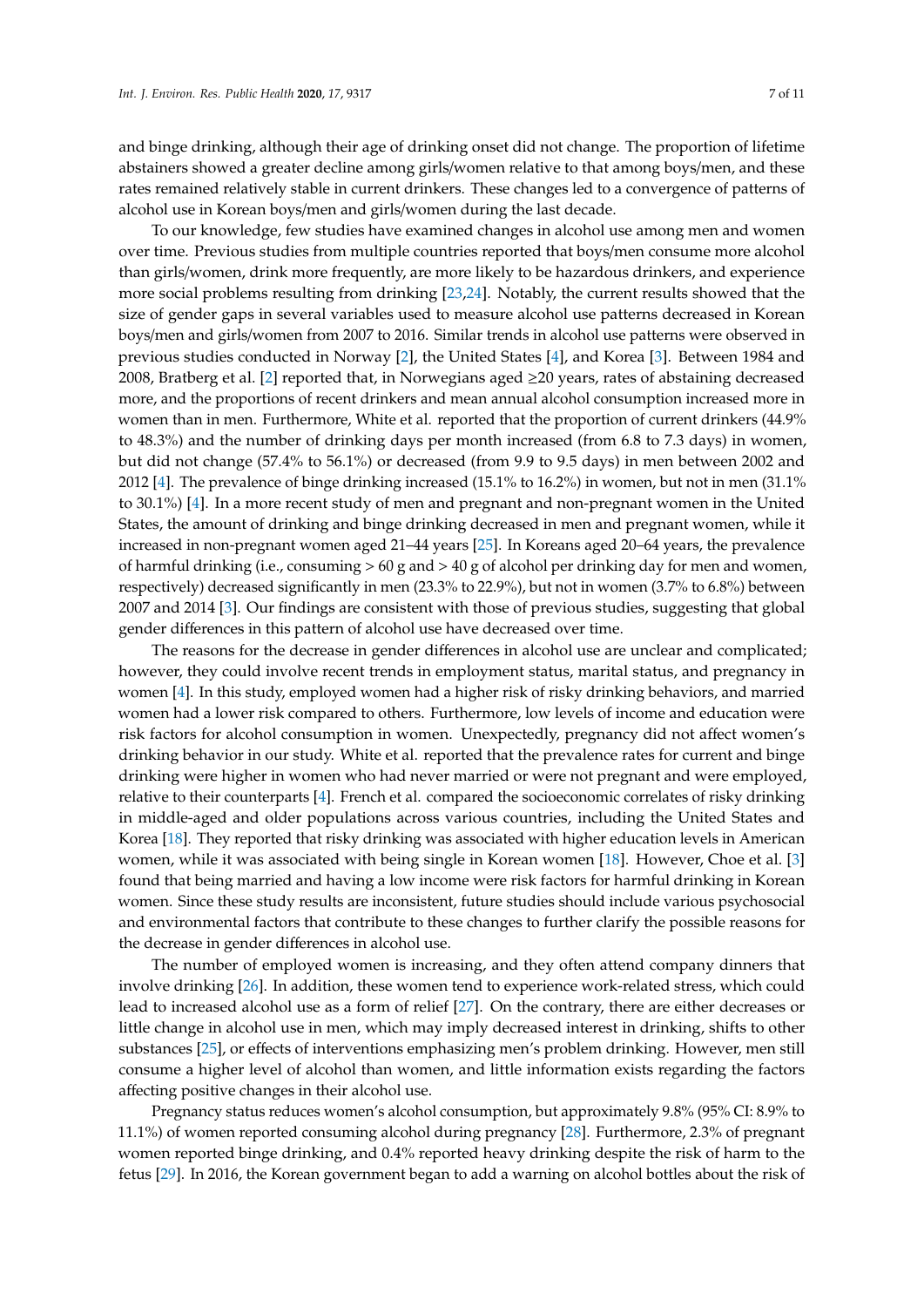and binge drinking, although their age of drinking onset did not change. The proportion of lifetime abstainers showed a greater decline among girls/women relative to that among boys/men, and these rates remained relatively stable in current drinkers. These changes led to a convergence of patterns of alcohol use in Korean boys/men and girls/women during the last decade.

To our knowledge, few studies have examined changes in alcohol use among men and women over time. Previous studies from multiple countries reported that boys/men consume more alcohol than girls/women, drink more frequently, are more likely to be hazardous drinkers, and experience more social problems resulting from drinking [23,24]. Notably, the current results showed that the size of gender gaps in several variables used to measure alcohol use patterns decreased in Korean boys/men and girls/women from 2007 to 2016. Similar trends in alcohol use patterns were observed in previous studies conducted in Norway [2], the United States [4], and Korea [3]. Between 1984 and 2008, Bratberg et al. [2] reported that, in Norwegians aged ≥20 years, rates of abstaining decreased more, and the proportions of recent drinkers and mean annual alcohol consumption increased more in women than in men. Furthermore, White et al. reported that the proportion of current drinkers (44.9% to 48.3%) and the number of drinking days per month increased (from 6.8 to 7.3 days) in women, but did not change (57.4% to 56.1%) or decreased (from 9.9 to 9.5 days) in men between 2002 and 2012 [4]. The prevalence of binge drinking increased (15.1% to 16.2%) in women, but not in men (31.1% to 30.1%) [4]. In a more recent study of men and pregnant and non-pregnant women in the United States, the amount of drinking and binge drinking decreased in men and pregnant women, while it increased in non-pregnant women aged 21–44 years [25]. In Koreans aged 20–64 years, the prevalence of harmful drinking (i.e., consuming > 60 g and > 40 g of alcohol per drinking day for men and women, respectively) decreased significantly in men (23.3% to 22.9%), but not in women (3.7% to 6.8%) between 2007 and 2014 [3]. Our findings are consistent with those of previous studies, suggesting that global gender differences in this pattern of alcohol use have decreased over time.

The reasons for the decrease in gender differences in alcohol use are unclear and complicated; however, they could involve recent trends in employment status, marital status, and pregnancy in women [4]. In this study, employed women had a higher risk of risky drinking behaviors, and married women had a lower risk compared to others. Furthermore, low levels of income and education were risk factors for alcohol consumption in women. Unexpectedly, pregnancy did not affect women's drinking behavior in our study. White et al. reported that the prevalence rates for current and binge drinking were higher in women who had never married or were not pregnant and were employed, relative to their counterparts [4]. French et al. compared the socioeconomic correlates of risky drinking in middle-aged and older populations across various countries, including the United States and Korea [18]. They reported that risky drinking was associated with higher education levels in American women, while it was associated with being single in Korean women [18]. However, Choe et al. [3] found that being married and having a low income were risk factors for harmful drinking in Korean women. Since these study results are inconsistent, future studies should include various psychosocial and environmental factors that contribute to these changes to further clarify the possible reasons for the decrease in gender differences in alcohol use.

The number of employed women is increasing, and they often attend company dinners that involve drinking [26]. In addition, these women tend to experience work-related stress, which could lead to increased alcohol use as a form of relief [27]. On the contrary, there are either decreases or little change in alcohol use in men, which may imply decreased interest in drinking, shifts to other substances [25], or effects of interventions emphasizing men's problem drinking. However, men still consume a higher level of alcohol than women, and little information exists regarding the factors affecting positive changes in their alcohol use.

Pregnancy status reduces women's alcohol consumption, but approximately 9.8% (95% CI: 8.9% to 11.1%) of women reported consuming alcohol during pregnancy [28]. Furthermore, 2.3% of pregnant women reported binge drinking, and 0.4% reported heavy drinking despite the risk of harm to the fetus [29]. In 2016, the Korean government began to add a warning on alcohol bottles about the risk of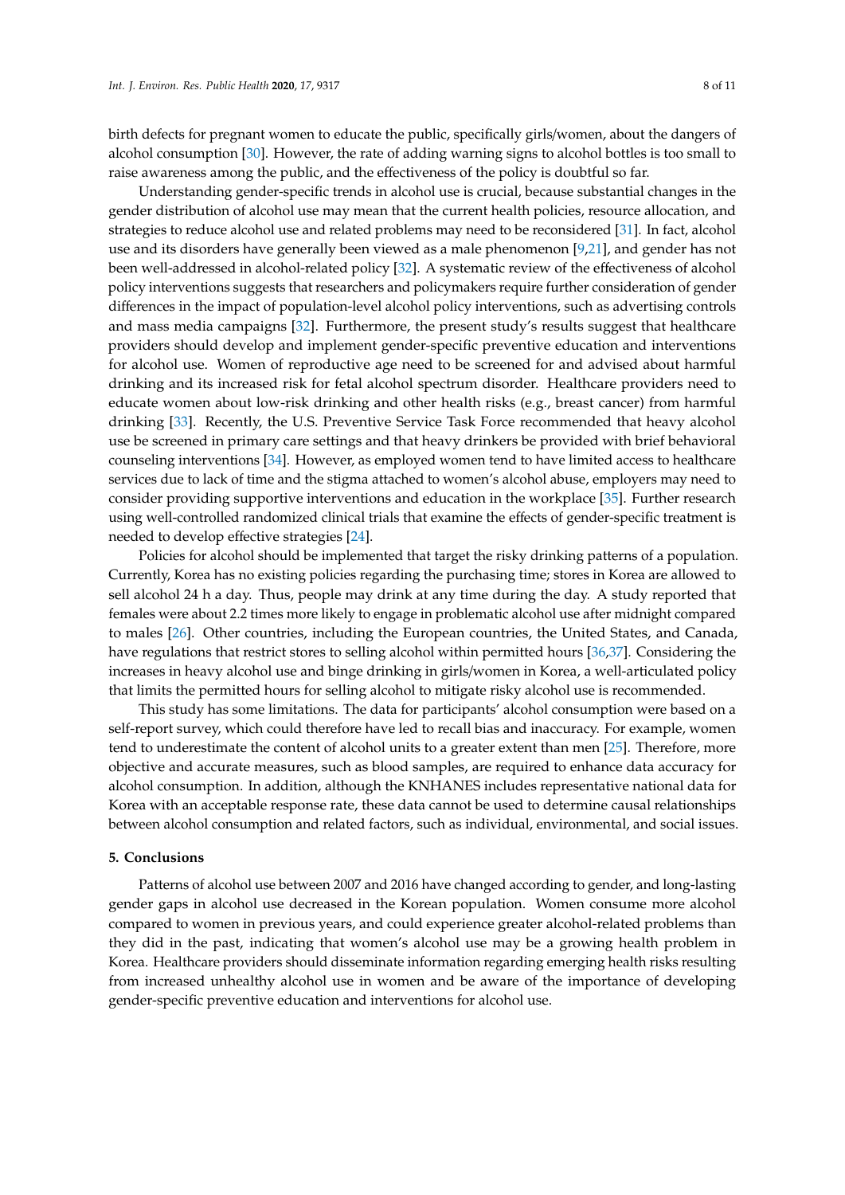birth defects for pregnant women to educate the public, specifically girls/women, about the dangers of alcohol consumption [30]. However, the rate of adding warning signs to alcohol bottles is too small to raise awareness among the public, and the effectiveness of the policy is doubtful so far.

Understanding gender-specific trends in alcohol use is crucial, because substantial changes in the gender distribution of alcohol use may mean that the current health policies, resource allocation, and strategies to reduce alcohol use and related problems may need to be reconsidered [31]. In fact, alcohol use and its disorders have generally been viewed as a male phenomenon [9,21], and gender has not been well-addressed in alcohol-related policy [32]. A systematic review of the effectiveness of alcohol policy interventions suggests that researchers and policymakers require further consideration of gender differences in the impact of population-level alcohol policy interventions, such as advertising controls and mass media campaigns [32]. Furthermore, the present study's results suggest that healthcare providers should develop and implement gender-specific preventive education and interventions for alcohol use. Women of reproductive age need to be screened for and advised about harmful drinking and its increased risk for fetal alcohol spectrum disorder. Healthcare providers need to educate women about low-risk drinking and other health risks (e.g., breast cancer) from harmful drinking [33]. Recently, the U.S. Preventive Service Task Force recommended that heavy alcohol use be screened in primary care settings and that heavy drinkers be provided with brief behavioral counseling interventions [34]. However, as employed women tend to have limited access to healthcare services due to lack of time and the stigma attached to women's alcohol abuse, employers may need to consider providing supportive interventions and education in the workplace [35]. Further research using well-controlled randomized clinical trials that examine the effects of gender-specific treatment is needed to develop effective strategies [24].

Policies for alcohol should be implemented that target the risky drinking patterns of a population. Currently, Korea has no existing policies regarding the purchasing time; stores in Korea are allowed to sell alcohol 24 h a day. Thus, people may drink at any time during the day. A study reported that females were about 2.2 times more likely to engage in problematic alcohol use after midnight compared to males [26]. Other countries, including the European countries, the United States, and Canada, have regulations that restrict stores to selling alcohol within permitted hours [36,37]. Considering the increases in heavy alcohol use and binge drinking in girls/women in Korea, a well-articulated policy that limits the permitted hours for selling alcohol to mitigate risky alcohol use is recommended.

This study has some limitations. The data for participants' alcohol consumption were based on a self-report survey, which could therefore have led to recall bias and inaccuracy. For example, women tend to underestimate the content of alcohol units to a greater extent than men [25]. Therefore, more objective and accurate measures, such as blood samples, are required to enhance data accuracy for alcohol consumption. In addition, although the KNHANES includes representative national data for Korea with an acceptable response rate, these data cannot be used to determine causal relationships between alcohol consumption and related factors, such as individual, environmental, and social issues.

## 5. Conclusions

Patterns of alcohol use between 2007 and 2016 have changed according to gender, and long-lasting gender gaps in alcohol use decreased in the Korean population. Women consume more alcohol compared to women in previous years, and could experience greater alcohol-related problems than they did in the past, indicating that women's alcohol use may be a growing health problem in Korea. Healthcare providers should disseminate information regarding emerging health risks resulting from increased unhealthy alcohol use in women and be aware of the importance of developing gender-specific preventive education and interventions for alcohol use.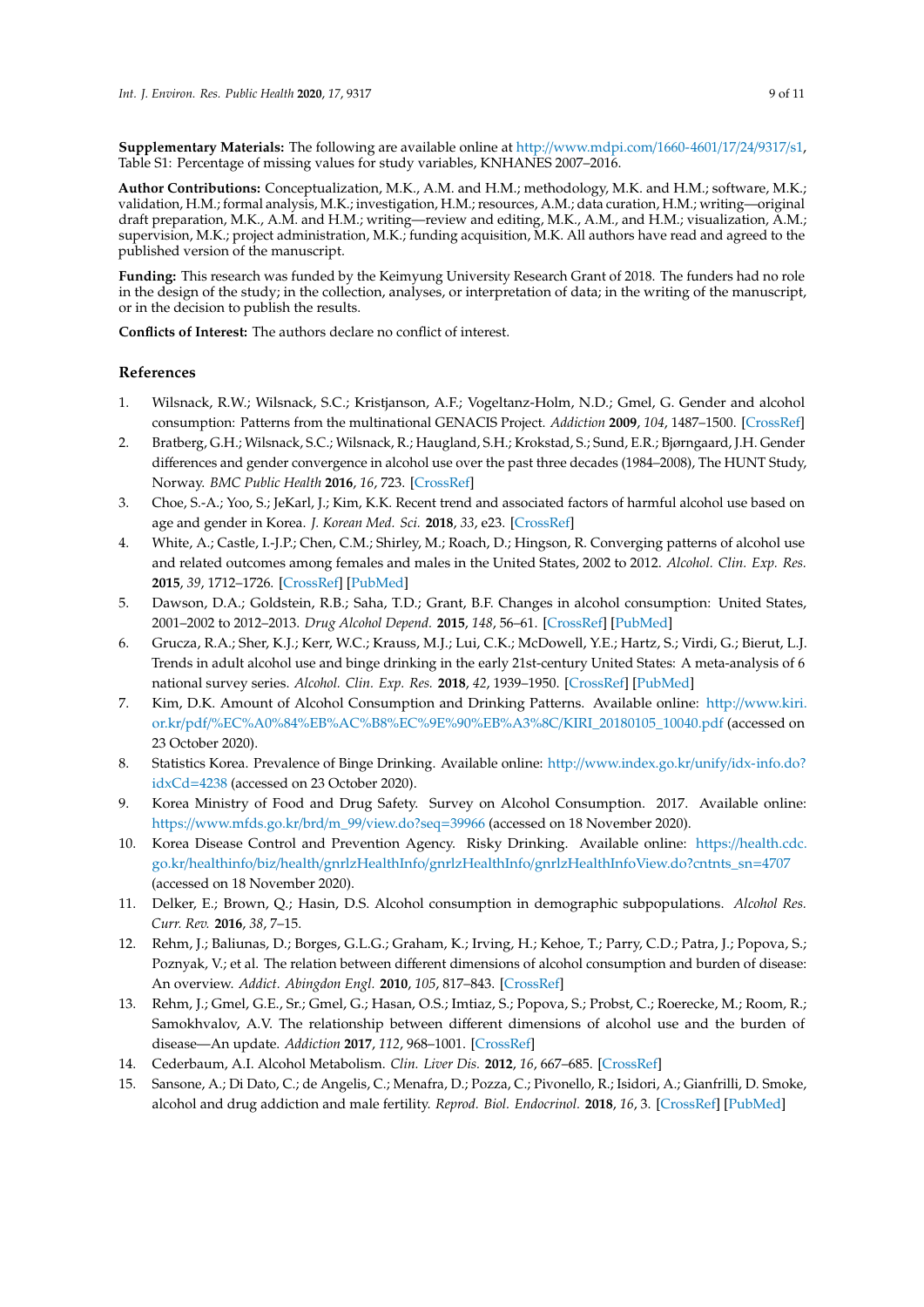**Supplementary Materials:** The following are available online at http://www.mdpi.com/1660-4601/17/24/9317/s1, Table S1: Percentage of missing values for study variables, KNHANES 2007–2016.

**Author Contributions:** Conceptualization, M.K., A.M. and H.M.; methodology, M.K. and H.M.; software, M.K.; validation, H.M.; formal analysis, M.K.; investigation, H.M.; resources, A.M.; data curation, H.M.; writing—original draft preparation, M.K., A.M. and H.M.; writing—review and editing, M.K., A.M., and H.M.; visualization, A.M.; supervision, M.K.; project administration, M.K.; funding acquisition, M.K. All authors have read and agreed to the published version of the manuscript.

**Funding:** This research was funded by the Keimyung University Research Grant of 2018. The funders had no role in the design of the study; in the collection, analyses, or interpretation of data; in the writing of the manuscript, or in the decision to publish the results.

**Conflicts of Interest:** The authors declare no conflict of interest.

## References

1. Wilsnack, R.W.; Wilsnack, S.C.; Kristjanson, A.F.; Vogeltanz-Holm, N.D.; Gmel, G. Gender and alcohol consumption: Patterns from the multinational GENACIS Project. *Addiction* **2009**, *104*, 1487–1500. [CrossRef]
2. Bratberg, G.H.; Wilsnack, S.C.; Wilsnack, R.; Haugland, S.H.; Krokstad, S.; Sund, E.R.; Bjørngaard, J.H. Gender differences and gender convergence in alcohol use over the past three decades (1984–2008), The HUNT Study, Norway. *BMC Public Health* **2016**, *16*, 723. [CrossRef]
3. Choe, S.-A.; Yoo, S.; JeKarl, J.; Kim, K.K. Recent trend and associated factors of harmful alcohol use based on age and gender in Korea. *J. Korean Med. Sci.* **2018**, *33*, e23. [CrossRef]
4. White, A.; Castle, I.-J.P.; Chen, C.M.; Shirley, M.; Roach, D.; Hingson, R. Converging patterns of alcohol use and related outcomes among females and males in the United States, 2002 to 2012. *Alcohol. Clin. Exp. Res.* **2015**, *39*, 1712–1726. [CrossRef] [PubMed]
5. Dawson, D.A.; Goldstein, R.B.; Saha, T.D.; Grant, B.F. Changes in alcohol consumption: United States, 2001–2002 to 2012–2013. *Drug Alcohol Depend.* **2015**, *148*, 56–61. [CrossRef] [PubMed]
6. Grucza, R.A.; Sher, K.J.; Kerr, W.C.; Krauss, M.J.; Lui, C.K.; McDowell, Y.E.; Hartz, S.; Virdi, G.; Bierut, L.J. Trends in adult alcohol use and binge drinking in the early 21st-century United States: A meta-analysis of 6 national survey series. *Alcohol. Clin. Exp. Res.* **2018**, *42*, 1939–1950. [CrossRef] [PubMed]
7. Kim, D.K. Amount of Alcohol Consumption and Drinking Patterns. Available online: http://www.kiri.or.kr/pdf/%EC%A0%84%EB%AC%B8%EC%9E%90%EB%A3%8C/KIRI_20180105_10040.pdf (accessed on 23 October 2020).
8. Statistics Korea. Prevalence of Binge Drinking. Available online: http://www.index.go.kr/unify/idx-info.do?idxCd=4238 (accessed on 23 October 2020).
9. Korea Ministry of Food and Drug Safety. Survey on Alcohol Consumption. 2017. Available online: https://www.mfds.go.kr/brd/m_99/view.do?seq=39966 (accessed on 18 November 2020).
10. Korea Disease Control and Prevention Agency. Risky Drinking. Available online: https://health.cdc.go.kr/healthinfo/biz/health/gnrlzHealthInfo/gnrlzHealthInfo/gnrlzHealthInfoView.do?cntnts_sn=4707 (accessed on 18 November 2020).
11. Delker, E.; Brown, Q.; Hasin, D.S. Alcohol consumption in demographic subpopulations. *Alcohol Res. Curr. Rev.* **2016**, *38*, 7–15.
12. Rehm, J.; Baliunas, D.; Borges, G.L.G.; Graham, K.; Irving, H.; Kehoe, T.; Parry, C.D.; Patra, J.; Popova, S.; Poznyak, V.; et al. The relation between different dimensions of alcohol consumption and burden of disease: An overview. *Addict. Abingdon Engl.* **2010**, *105*, 817–843. [CrossRef]
13. Rehm, J.; Gmel, G.E., Sr.; Gmel, G.; Hasan, O.S.; Imtiaz, S.; Popova, S.; Probst, C.; Roerecke, M.; Room, R.; Samokhvalov, A.V. The relationship between different dimensions of alcohol use and the burden of disease—An update. *Addiction* **2017**, *112*, 968–1001. [CrossRef]
14. Cederbaum, A.I. Alcohol Metabolism. *Clin. Liver Dis.* **2012**, *16*, 667–685. [CrossRef]
15. Sansone, A.; Di Dato, C.; de Angelis, C.; Menafra, D.; Pozza, C.; Pivonello, R.; Isidori, A.; Gianfrilli, D. Smoke, alcohol and drug addiction and male fertility. *Reprod. Biol. Endocrinol.* **2018**, *16*, 3. [CrossRef] [PubMed]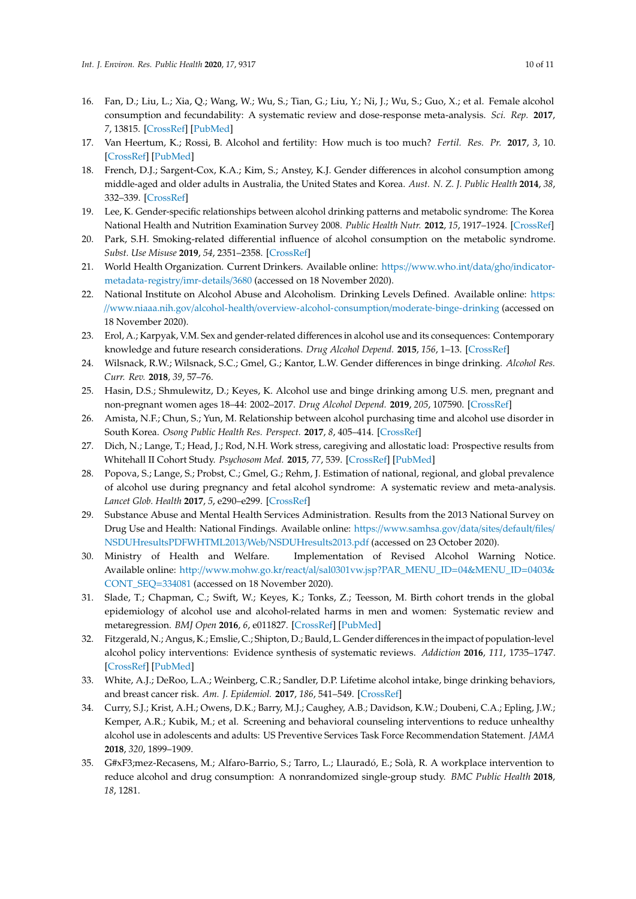16. Fan, D.; Liu, L.; Xia, Q.; Wang, W.; Wu, S.; Tian, G.; Liu, Y.; Ni, J.; Wu, S.; Guo, X.; et al. Female alcohol consumption and fecundability: A systematic review and dose-response meta-analysis. *Sci. Rep.* **2017**, *7*, 13815. [CrossRef] [PubMed]
17. Van Heertum, K.; Rossi, B. Alcohol and fertility: How much is too much? *Fertil. Res. Pr.* **2017**, *3*, 10. [CrossRef] [PubMed]
18. French, D.J.; Sargent-Cox, K.A.; Kim, S.; Anstey, K.J. Gender differences in alcohol consumption among middle-aged and older adults in Australia, the United States and Korea. *Aust. N. Z. J. Public Health* **2014**, *38*, 332–339. [CrossRef]
19. Lee, K. Gender-specific relationships between alcohol drinking patterns and metabolic syndrome: The Korea National Health and Nutrition Examination Survey 2008. *Public Health Nutr.* **2012**, *15*, 1917–1924. [CrossRef]
20. Park, S.H. Smoking-related differential influence of alcohol consumption on the metabolic syndrome. *Subst. Use Misuse* **2019**, *54*, 2351–2358. [CrossRef]
21. World Health Organization. Current Drinkers. Available online: https://www.who.int/data/gho/indicator-metadata-registry/imr-details/3680 (accessed on 18 November 2020).
22. National Institute on Alcohol Abuse and Alcoholism. Drinking Levels Defined. Available online: https://www.niaaa.nih.gov/alcohol-health/overview-alcohol-consumption/moderate-binge-drinking (accessed on 18 November 2020).
23. Erol, A.; Karpyak, V.M. Sex and gender-related differences in alcohol use and its consequences: Contemporary knowledge and future research considerations. *Drug Alcohol Depend.* **2015**, *156*, 1–13. [CrossRef]
24. Wilsnack, R.W.; Wilsnack, S.C.; Gmel, G.; Kantor, L.W. Gender differences in binge drinking. *Alcohol Res. Curr. Rev.* **2018**, *39*, 57–76.
25. Hasin, D.S.; Shmulewitz, D.; Keyes, K. Alcohol use and binge drinking among U.S. men, pregnant and non-pregnant women ages 18–44: 2002–2017. *Drug Alcohol Depend.* **2019**, *205*, 107590. [CrossRef]
26. Amista, N.F.; Chun, S.; Yun, M. Relationship between alcohol purchasing time and alcohol use disorder in South Korea. *Osong Public Health Res. Perspect.* **2017**, *8*, 405–414. [CrossRef]
27. Dich, N.; Lange, T.; Head, J.; Rod, N.H. Work stress, caregiving and allostatic load: Prospective results from Whitehall II Cohort Study. *Psychosom Med.* **2015**, *77*, 539. [CrossRef] [PubMed]
28. Popova, S.; Lange, S.; Probst, C.; Gmel, G.; Rehm, J. Estimation of national, regional, and global prevalence of alcohol use during pregnancy and fetal alcohol syndrome: A systematic review and meta-analysis. *Lancet Glob. Health* **2017**, *5*, e290–e299. [CrossRef]
29. Substance Abuse and Mental Health Services Administration. Results from the 2013 National Survey on Drug Use and Health: National Findings. Available online: https://www.samhsa.gov/data/sites/default/files/NSDUHresultsPDFWHTML2013/Web/NSDUHresults2013.pdf (accessed on 23 October 2020).
30. Ministry of Health and Welfare. Implementation of Revised Alcohol Warning Notice. Available online: http://www.mohw.go.kr/react/al/sal0301vw.jsp?PAR_MENU_ID=04&MENU_ID=0403&CONT_SEQ=334081 (accessed on 18 November 2020).
31. Slade, T.; Chapman, C.; Swift, W.; Keyes, K.; Tonks, Z.; Teesson, M. Birth cohort trends in the global epidemiology of alcohol use and alcohol-related harms in men and women: Systematic review and metaregression. *BMJ Open* **2016**, *6*, e011827. [CrossRef] [PubMed]
32. Fitzgerald, N.; Angus, K.; Emslie, C.; Shipton, D.; Bauld, L. Gender differences in the impact of population-level alcohol policy interventions: Evidence synthesis of systematic reviews. *Addiction* **2016**, *111*, 1735–1747. [CrossRef] [PubMed]
33. White, A.J.; DeRoo, L.A.; Weinberg, C.R.; Sandler, D.P. Lifetime alcohol intake, binge drinking behaviors, and breast cancer risk. *Am. J. Epidemiol.* **2017**, *186*, 541–549. [CrossRef]
34. Curry, S.J.; Krist, A.H.; Owens, D.K.; Barry, M.J.; Caughey, A.B.; Davidson, K.W.; Doubeni, C.A.; Epling, J.W.; Kemper, A.R.; Kubik, M.; et al. Screening and behavioral counseling interventions to reduce unhealthy alcohol use in adolescents and adults: US Preventive Services Task Force Recommendation Statement. *JAMA* **2018**, *320*, 1899–1909.
35. G#xF3;mez-Recasens, M.; Alfaro-Barrio, S.; Tarro, L.; Llauradó, E.; Solà, R. A workplace intervention to reduce alcohol and drug consumption: A nonrandomized single-group study. *BMC Public Health* **2018**, *18*, 1281.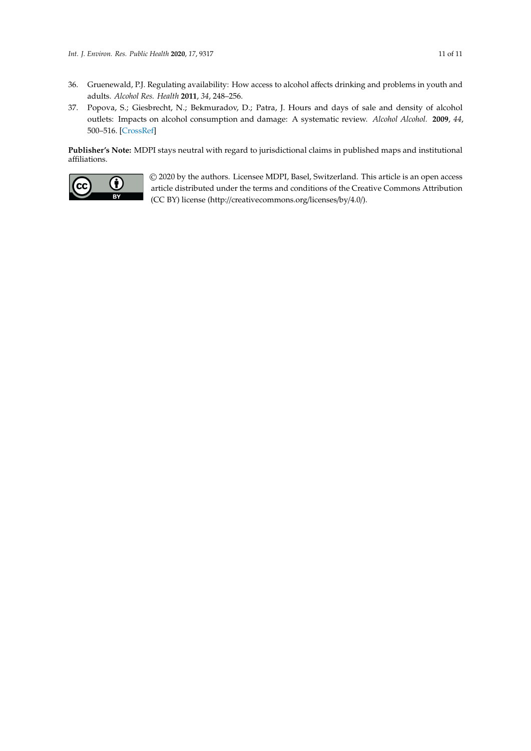36. Gruenewald, P.J. Regulating availability: How access to alcohol affects drinking and problems in youth and adults. *Alcohol Res. Health* **2011**, *34*, 248–256.
37. Popova, S.; Giesbrecht, N.; Bekmuradov, D.; Patra, J. Hours and days of sale and density of alcohol outlets: Impacts on alcohol consumption and damage: A systematic review. *Alcohol Alcohol.* **2009**, *44*, 500–516. [CrossRef]

**Publisher's Note:** MDPI stays neutral with regard to jurisdictional claims in published maps and institutional affiliations.

© 2020 by the authors. Licensee MDPI, Basel, Switzerland. This article is an open access article distributed under the terms and conditions of the Creative Commons Attribution (CC BY) license (http://creativecommons.org/licenses/by/4.0/).